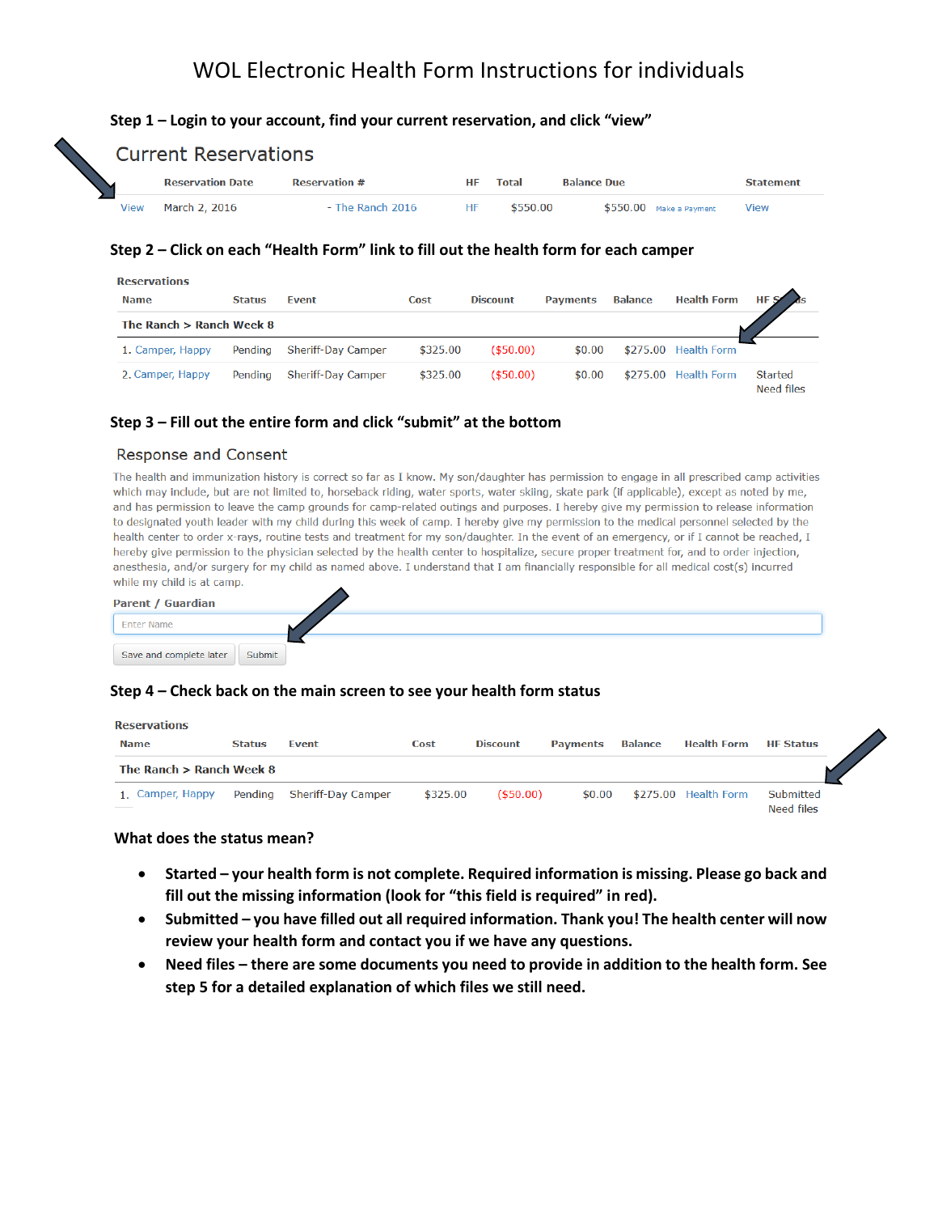# WOL Electronic Health Form Instructions for individuals

**Step 1 – Login to your account, find your current reservation, and click "view"**

## Current Reservations

| | Reservation Date | Reservation # | HF | Total | Balance Due | | Statement |
|---|---|---|---|---|---|---|---|
| View | March 2, 2016 | - The Ranch 2016 | HF | $550.00 | $550.00 | Make a Payment | View |

**Step 2 – Click on each "Health Form" link to fill out the health form for each camper**

**Reservations**

| Name | Status | Event | Cost | Discount | Payments | Balance | Health Form | HF Status |
|---|---|---|---|---|---|---|---|---|
| **The Ranch > Ranch Week 8** | | | | | | | | |
| 1. Camper, Happy | Pending | Sheriff-Day Camper | $325.00 | ($50.00) | $0.00 | $275.00 | Health Form | |
| 2. Camper, Happy | Pending | Sheriff-Day Camper | $325.00 | ($50.00) | $0.00 | $275.00 | Health Form | Started Need files |

**Step 3 – Fill out the entire form and click "submit" at the bottom**

## Response and Consent

The health and immunization history is correct so far as I know. My son/daughter has permission to engage in all prescribed camp activities which may include, but are not limited to, horseback riding, water sports, water skiing, skate park (if applicable), except as noted by me, and has permission to leave the camp grounds for camp-related outings and purposes. I hereby give my permission to release information to designated youth leader with my child during this week of camp. I hereby give my permission to the medical personnel selected by the health center to order x-rays, routine tests and treatment for my son/daughter. In the event of an emergency, or if I cannot be reached, I hereby give permission to the physician selected by the health center to hospitalize, secure proper treatment for, and to order injection, anesthesia, and/or surgery for my child as named above. I understand that I am financially responsible for all medical cost(s) incurred while my child is at camp.

**Parent / Guardian**

Enter Name

Save and complete later | Submit

**Step 4 – Check back on the main screen to see your health form status**

**Reservations**

| Name | Status | Event | Cost | Discount | Payments | Balance | Health Form | HF Status |
|---|---|---|---|---|---|---|---|---|
| **The Ranch > Ranch Week 8** | | | | | | | | |
| 1. Camper, Happy | Pending | Sheriff-Day Camper | $325.00 | ($50.00) | $0.00 | $275.00 | Health Form | Submitted Need files |

**What does the status mean?**

- **Started – your health form is not complete. Required information is missing. Please go back and fill out the missing information (look for "this field is required" in red).**
- **Submitted – you have filled out all required information. Thank you! The health center will now review your health form and contact you if we have any questions.**
- **Need files – there are some documents you need to provide in addition to the health form. See step 5 for a detailed explanation of which files we still need.**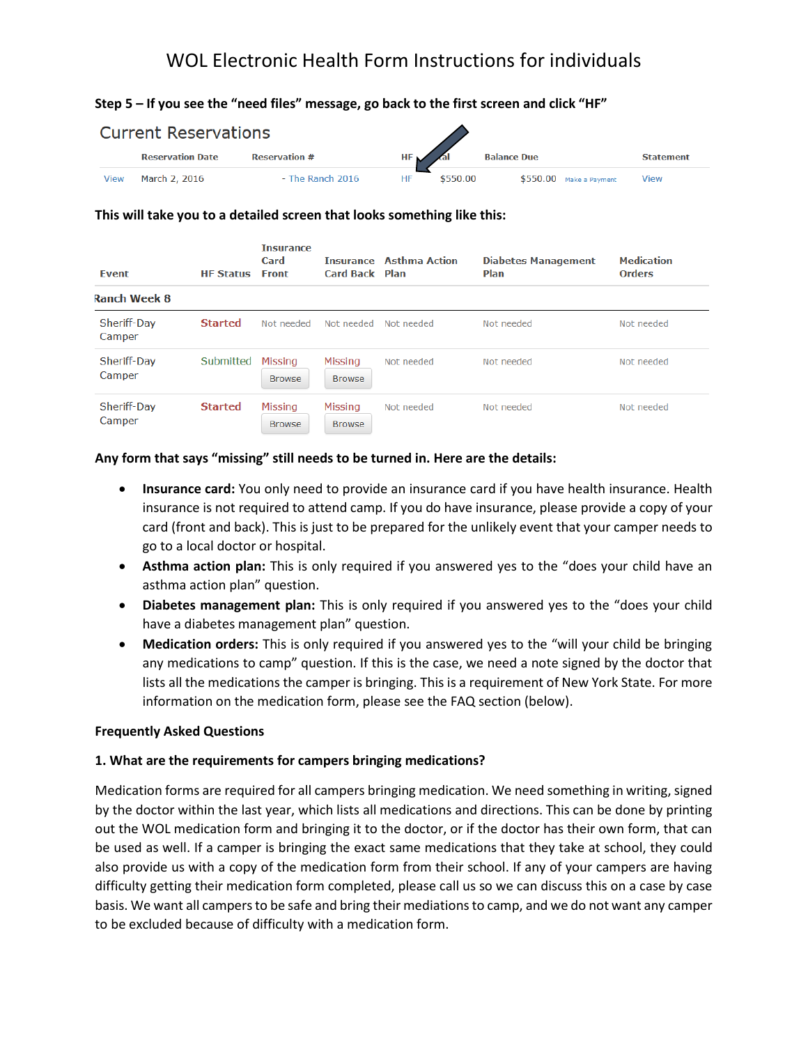# WOL Electronic Health Form Instructions for individuals

**Step 5 – If you see the "need files" message, go back to the first screen and click "HF"**

## Current Reservations

| | Reservation Date | Reservation # | HF | Total | Balance Due | | Statement |
|---|---|---|---|---|---|---|---|
| View | March 2, 2016 | - The Ranch 2016 | HF | $550.00 | $550.00 | Make a Payment | View |

**This will take you to a detailed screen that looks something like this:**

| Event | HF Status | Insurance Card Front | Insurance Card Back | Asthma Action Plan | Diabetes Management Plan | Medication Orders |
|---|---|---|---|---|---|---|
| Ranch Week 8 | | | | | | |
| Sheriff-Day Camper | Started | Not needed | Not needed | Not needed | Not needed | Not needed |
| Sheriff-Day Camper | Submitted | Missing Browse | Missing Browse | Not needed | Not needed | Not needed |
| Sheriff-Day Camper | Started | Missing Browse | Missing Browse | Not needed | Not needed | Not needed |

**Any form that says "missing" still needs to be turned in. Here are the details:**

- **Insurance card:** You only need to provide an insurance card if you have health insurance. Health insurance is not required to attend camp. If you do have insurance, please provide a copy of your card (front and back). This is just to be prepared for the unlikely event that your camper needs to go to a local doctor or hospital.
- **Asthma action plan:** This is only required if you answered yes to the "does your child have an asthma action plan" question.
- **Diabetes management plan:** This is only required if you answered yes to the "does your child have a diabetes management plan" question.
- **Medication orders:** This is only required if you answered yes to the "will your child be bringing any medications to camp" question. If this is the case, we need a note signed by the doctor that lists all the medications the camper is bringing. This is a requirement of New York State. For more information on the medication form, please see the FAQ section (below).

**Frequently Asked Questions**

**1. What are the requirements for campers bringing medications?**

Medication forms are required for all campers bringing medication. We need something in writing, signed by the doctor within the last year, which lists all medications and directions. This can be done by printing out the WOL medication form and bringing it to the doctor, or if the doctor has their own form, that can be used as well. If a camper is bringing the exact same medications that they take at school, they could also provide us with a copy of the medication form from their school. If any of your campers are having difficulty getting their medication form completed, please call us so we can discuss this on a case by case basis. We want all campers to be safe and bring their mediations to camp, and we do not want any camper to be excluded because of difficulty with a medication form.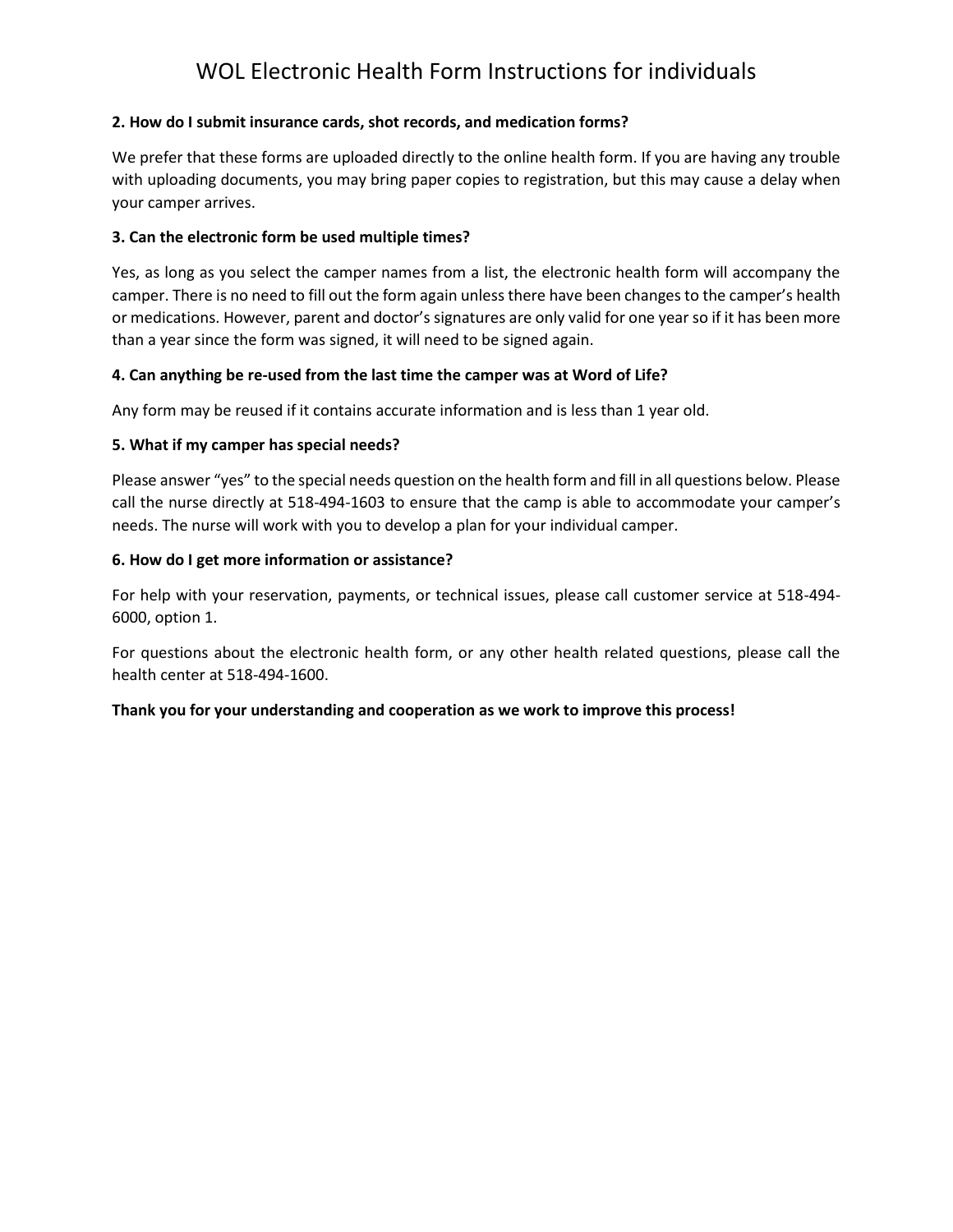# WOL Electronic Health Form Instructions for individuals

**2. How do I submit insurance cards, shot records, and medication forms?**

We prefer that these forms are uploaded directly to the online health form. If you are having any trouble with uploading documents, you may bring paper copies to registration, but this may cause a delay when your camper arrives.

**3. Can the electronic form be used multiple times?**

Yes, as long as you select the camper names from a list, the electronic health form will accompany the camper. There is no need to fill out the form again unless there have been changes to the camper's health or medications. However, parent and doctor's signatures are only valid for one year so if it has been more than a year since the form was signed, it will need to be signed again.

**4. Can anything be re-used from the last time the camper was at Word of Life?**

Any form may be reused if it contains accurate information and is less than 1 year old.

**5. What if my camper has special needs?**

Please answer "yes" to the special needs question on the health form and fill in all questions below. Please call the nurse directly at 518-494-1603 to ensure that the camp is able to accommodate your camper's needs. The nurse will work with you to develop a plan for your individual camper.

**6. How do I get more information or assistance?**

For help with your reservation, payments, or technical issues, please call customer service at 518-494-6000, option 1.

For questions about the electronic health form, or any other health related questions, please call the health center at 518-494-1600.

**Thank you for your understanding and cooperation as we work to improve this process!**